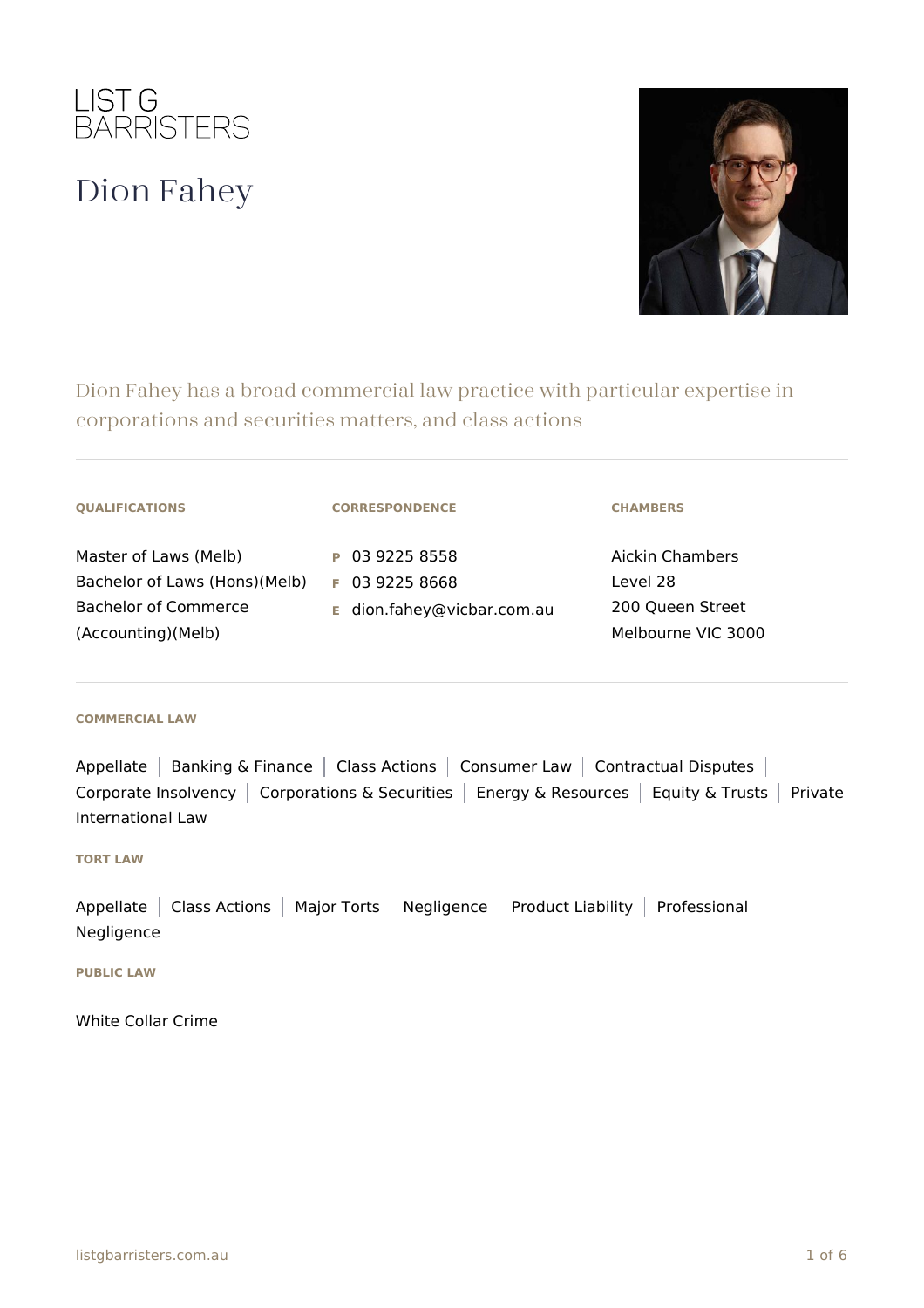LIST G BARRISTERS

# Dion Fahey

Dion Fahey has a broad commercial law practice with particular expertise in corporations and securities matters, and class actions

**QUALIFICATIONS**

Master of Laws (Melb)
Bachelor of Laws (Hons)(Melb)
Bachelor of Commerce (Accounting)(Melb)

**CORRESPONDENCE**

P 03 9225 8558
F 03 9225 8668
E dion.fahey@vicbar.com.au

**CHAMBERS**

Aickin Chambers
Level 28
200 Queen Street
Melbourne VIC 3000

**COMMERCIAL LAW**

Appellate | Banking & Finance | Class Actions | Consumer Law | Contractual Disputes | Corporate Insolvency | Corporations & Securities | Energy & Resources | Equity & Trusts | Private International Law

**TORT LAW**

Appellate | Class Actions | Major Torts | Negligence | Product Liability | Professional Negligence

**PUBLIC LAW**

White Collar Crime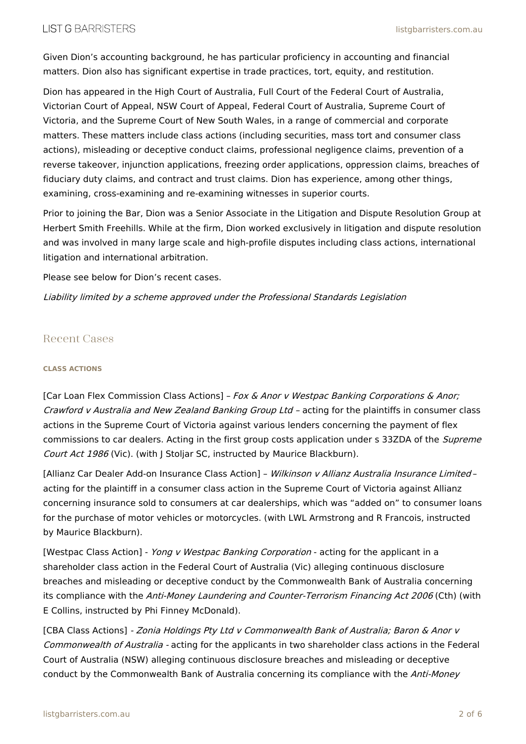Given Dion's accounting background, he has particular proficiency in accounting and financial matters. Dion also has significant expertise in trade practices, tort, equity, and restitution.

Dion has appeared in the High Court of Australia, Full Court of the Federal Court of Australia, Victorian Court of Appeal, NSW Court of Appeal, Federal Court of Australia, Supreme Court of Victoria, and the Supreme Court of New South Wales, in a range of commercial and corporate matters. These matters include class actions (including securities, mass tort and consumer class actions), misleading or deceptive conduct claims, professional negligence claims, prevention of a reverse takeover, injunction applications, freezing order applications, oppression claims, breaches of fiduciary duty claims, and contract and trust claims. Dion has experience, among other things, examining, cross-examining and re-examining witnesses in superior courts.

Prior to joining the Bar, Dion was a Senior Associate in the Litigation and Dispute Resolution Group at Herbert Smith Freehills. While at the firm, Dion worked exclusively in litigation and dispute resolution and was involved in many large scale and high-profile disputes including class actions, international litigation and international arbitration.

Please see below for Dion's recent cases.

*Liability limited by a scheme approved under the Professional Standards Legislation*

## Recent Cases

#### CLASS ACTIONS

[Car Loan Flex Commission Class Actions] – *Fox & Anor v Westpac Banking Corporations & Anor; Crawford v Australia and New Zealand Banking Group Ltd* – acting for the plaintiffs in consumer class actions in the Supreme Court of Victoria against various lenders concerning the payment of flex commissions to car dealers. Acting in the first group costs application under s 33ZDA of the *Supreme Court Act 1986* (Vic). (with J Stoljar SC, instructed by Maurice Blackburn).

[Allianz Car Dealer Add-on Insurance Class Action] – *Wilkinson v Allianz Australia Insurance Limited* – acting for the plaintiff in a consumer class action in the Supreme Court of Victoria against Allianz concerning insurance sold to consumers at car dealerships, which was "added on" to consumer loans for the purchase of motor vehicles or motorcycles. (with LWL Armstrong and R Francois, instructed by Maurice Blackburn).

[Westpac Class Action] - *Yong v Westpac Banking Corporation* - acting for the applicant in a shareholder class action in the Federal Court of Australia (Vic) alleging continuous disclosure breaches and misleading or deceptive conduct by the Commonwealth Bank of Australia concerning its compliance with the *Anti-Money Laundering and Counter-Terrorism Financing Act 2006* (Cth) (with E Collins, instructed by Phi Finney McDonald).

[CBA Class Actions] - *Zonia Holdings Pty Ltd v Commonwealth Bank of Australia; Baron & Anor v Commonwealth of Australia* - acting for the applicants in two shareholder class actions in the Federal Court of Australia (NSW) alleging continuous disclosure breaches and misleading or deceptive conduct by the Commonwealth Bank of Australia concerning its compliance with the *Anti-Money*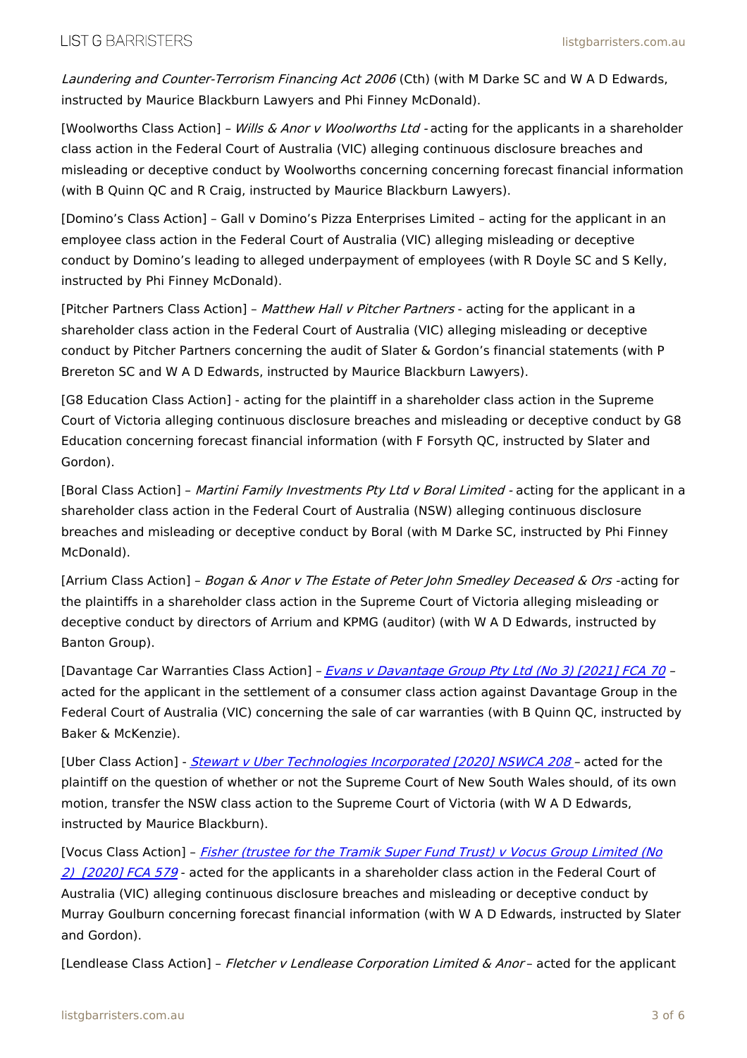*Laundering and Counter-Terrorism Financing Act 2006* (Cth) (with M Darke SC and W A D Edwards, instructed by Maurice Blackburn Lawyers and Phi Finney McDonald).

[Woolworths Class Action] – *Wills & Anor v Woolworths Ltd* - acting for the applicants in a shareholder class action in the Federal Court of Australia (VIC) alleging continuous disclosure breaches and misleading or deceptive conduct by Woolworths concerning concerning forecast financial information (with B Quinn QC and R Craig, instructed by Maurice Blackburn Lawyers).

[Domino's Class Action] – Gall v Domino's Pizza Enterprises Limited – acting for the applicant in an employee class action in the Federal Court of Australia (VIC) alleging misleading or deceptive conduct by Domino's leading to alleged underpayment of employees (with R Doyle SC and S Kelly, instructed by Phi Finney McDonald).

[Pitcher Partners Class Action] – *Matthew Hall v Pitcher Partners* - acting for the applicant in a shareholder class action in the Federal Court of Australia (VIC) alleging misleading or deceptive conduct by Pitcher Partners concerning the audit of Slater & Gordon's financial statements (with P Brereton SC and W A D Edwards, instructed by Maurice Blackburn Lawyers).

[G8 Education Class Action] - acting for the plaintiff in a shareholder class action in the Supreme Court of Victoria alleging continuous disclosure breaches and misleading or deceptive conduct by G8 Education concerning forecast financial information (with F Forsyth QC, instructed by Slater and Gordon).

[Boral Class Action] – *Martini Family Investments Pty Ltd v Boral Limited* - acting for the applicant in a shareholder class action in the Federal Court of Australia (NSW) alleging continuous disclosure breaches and misleading or deceptive conduct by Boral (with M Darke SC, instructed by Phi Finney McDonald).

[Arrium Class Action] – *Bogan & Anor v The Estate of Peter John Smedley Deceased & Ors* -acting for the plaintiffs in a shareholder class action in the Supreme Court of Victoria alleging misleading or deceptive conduct by directors of Arrium and KPMG (auditor) (with W A D Edwards, instructed by Banton Group).

[Davantage Car Warranties Class Action] – *Evans v Davantage Group Pty Ltd (No 3) [2021] FCA 70* – acted for the applicant in the settlement of a consumer class action against Davantage Group in the Federal Court of Australia (VIC) concerning the sale of car warranties (with B Quinn QC, instructed by Baker & McKenzie).

[Uber Class Action] - *Stewart v Uber Technologies Incorporated [2020] NSWCA 208* – acted for the plaintiff on the question of whether or not the Supreme Court of New South Wales should, of its own motion, transfer the NSW class action to the Supreme Court of Victoria (with W A D Edwards, instructed by Maurice Blackburn).

[Vocus Class Action] – *Fisher (trustee for the Tramik Super Fund Trust) v Vocus Group Limited (No 2) [2020] FCA 579* - acted for the applicants in a shareholder class action in the Federal Court of Australia (VIC) alleging continuous disclosure breaches and misleading or deceptive conduct by Murray Goulburn concerning forecast financial information (with W A D Edwards, instructed by Slater and Gordon).

[Lendlease Class Action] – *Fletcher v Lendlease Corporation Limited & Anor* – acted for the applicant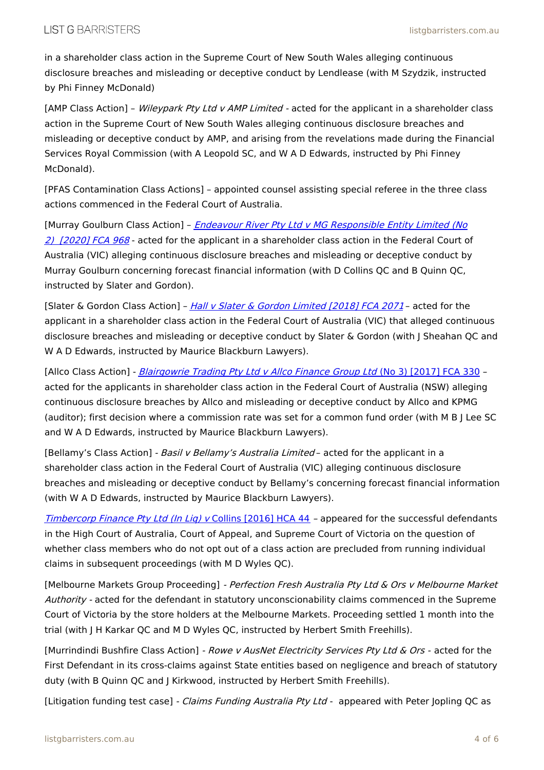in a shareholder class action in the Supreme Court of New South Wales alleging continuous disclosure breaches and misleading or deceptive conduct by Lendlease (with M Szydzik, instructed by Phi Finney McDonald)

[AMP Class Action] – *Wileypark Pty Ltd v AMP Limited* - acted for the applicant in a shareholder class action in the Supreme Court of New South Wales alleging continuous disclosure breaches and misleading or deceptive conduct by AMP, and arising from the revelations made during the Financial Services Royal Commission (with A Leopold SC, and W A D Edwards, instructed by Phi Finney McDonald).

[PFAS Contamination Class Actions] – appointed counsel assisting special referee in the three class actions commenced in the Federal Court of Australia.

[Murray Goulburn Class Action] – *Endeavour River Pty Ltd v MG Responsible Entity Limited (No 2) [2020] FCA 968* - acted for the applicant in a shareholder class action in the Federal Court of Australia (VIC) alleging continuous disclosure breaches and misleading or deceptive conduct by Murray Goulburn concerning forecast financial information (with D Collins QC and B Quinn QC, instructed by Slater and Gordon).

[Slater & Gordon Class Action] – *Hall v Slater & Gordon Limited [2018] FCA 2071* – acted for the applicant in a shareholder class action in the Federal Court of Australia (VIC) that alleged continuous disclosure breaches and misleading or deceptive conduct by Slater & Gordon (with J Sheahan QC and W A D Edwards, instructed by Maurice Blackburn Lawyers).

[Allco Class Action] - *Blairgowrie Trading Pty Ltd v Allco Finance Group Ltd* (No 3) [2017] FCA 330 – acted for the applicants in shareholder class action in the Federal Court of Australia (NSW) alleging continuous disclosure breaches by Allco and misleading or deceptive conduct by Allco and KPMG (auditor); first decision where a commission rate was set for a common fund order (with M B J Lee SC and W A D Edwards, instructed by Maurice Blackburn Lawyers).

[Bellamy's Class Action] - *Basil v Bellamy's Australia Limited* – acted for the applicant in a shareholder class action in the Federal Court of Australia (VIC) alleging continuous disclosure breaches and misleading or deceptive conduct by Bellamy's concerning forecast financial information (with W A D Edwards, instructed by Maurice Blackburn Lawyers).

*Timbercorp Finance Pty Ltd (In Liq) v* Collins [2016] HCA 44 – appeared for the successful defendants in the High Court of Australia, Court of Appeal, and Supreme Court of Victoria on the question of whether class members who do not opt out of a class action are precluded from running individual claims in subsequent proceedings (with M D Wyles QC).

[Melbourne Markets Group Proceeding] - *Perfection Fresh Australia Pty Ltd & Ors v Melbourne Market Authority* - acted for the defendant in statutory unconscionability claims commenced in the Supreme Court of Victoria by the store holders at the Melbourne Markets. Proceeding settled 1 month into the trial (with J H Karkar QC and M D Wyles QC, instructed by Herbert Smith Freehills).

[Murrindindi Bushfire Class Action] - *Rowe v AusNet Electricity Services Pty Ltd & Ors* - acted for the First Defendant in its cross-claims against State entities based on negligence and breach of statutory duty (with B Quinn QC and J Kirkwood, instructed by Herbert Smith Freehills).

[Litigation funding test case] - *Claims Funding Australia Pty Ltd* - appeared with Peter Jopling QC as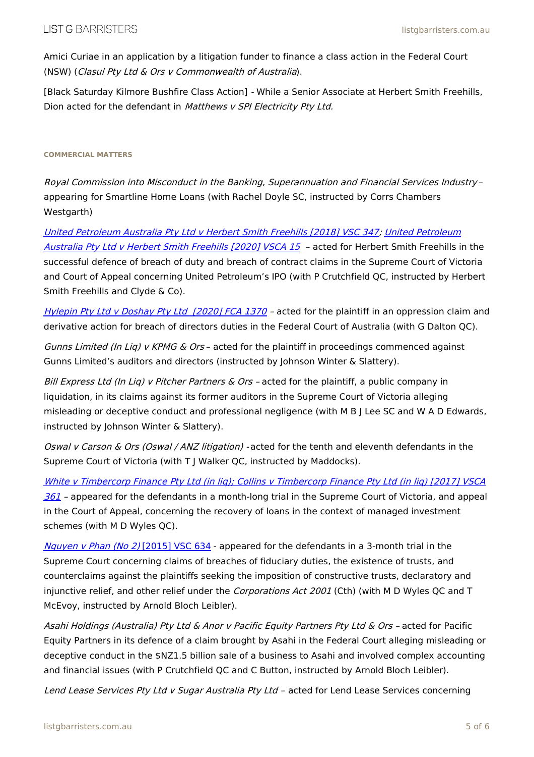Amici Curiae in an application by a litigation funder to finance a class action in the Federal Court (NSW) (*Clasul Pty Ltd & Ors v Commonwealth of Australia*).

[Black Saturday Kilmore Bushfire Class Action] - While a Senior Associate at Herbert Smith Freehills, Dion acted for the defendant in *Matthews v SPI Electricity Pty Ltd.*

#### COMMERCIAL MATTERS

*Royal Commission into Misconduct in the Banking, Superannuation and Financial Services Industry* – appearing for Smartline Home Loans (with Rachel Doyle SC, instructed by Corrs Chambers Westgarth)

*United Petroleum Australia Pty Ltd v Herbert Smith Freehills [2018] VSC 347*; *United Petroleum Australia Pty Ltd v Herbert Smith Freehills [2020] VSCA 15* – acted for Herbert Smith Freehills in the successful defence of breach of duty and breach of contract claims in the Supreme Court of Victoria and Court of Appeal concerning United Petroleum's IPO (with P Crutchfield QC, instructed by Herbert Smith Freehills and Clyde & Co).

*Hylepin Pty Ltd v Doshay Pty Ltd [2020] FCA 1370* – acted for the plaintiff in an oppression claim and derivative action for breach of directors duties in the Federal Court of Australia (with G Dalton QC).

*Gunns Limited (In Liq) v KPMG & Ors* – acted for the plaintiff in proceedings commenced against Gunns Limited's auditors and directors (instructed by Johnson Winter & Slattery).

*Bill Express Ltd (In Liq) v Pitcher Partners & Ors* – acted for the plaintiff, a public company in liquidation, in its claims against its former auditors in the Supreme Court of Victoria alleging misleading or deceptive conduct and professional negligence (with M B J Lee SC and W A D Edwards, instructed by Johnson Winter & Slattery).

*Oswal v Carson & Ors (Oswal / ANZ litigation)* - acted for the tenth and eleventh defendants in the Supreme Court of Victoria (with T J Walker QC, instructed by Maddocks).

*White v Timbercorp Finance Pty Ltd (in liq); Collins v Timbercorp Finance Pty Ltd (in liq) [2017] VSCA 361* – appeared for the defendants in a month-long trial in the Supreme Court of Victoria, and appeal in the Court of Appeal, concerning the recovery of loans in the context of managed investment schemes (with M D Wyles QC).

*Nguyen v Phan (No 2)* [2015] VSC 634 - appeared for the defendants in a 3-month trial in the Supreme Court concerning claims of breaches of fiduciary duties, the existence of trusts, and counterclaims against the plaintiffs seeking the imposition of constructive trusts, declaratory and injunctive relief, and other relief under the *Corporations Act 2001* (Cth) (with M D Wyles QC and T McEvoy, instructed by Arnold Bloch Leibler).

*Asahi Holdings (Australia) Pty Ltd & Anor v Pacific Equity Partners Pty Ltd & Ors* – acted for Pacific Equity Partners in its defence of a claim brought by Asahi in the Federal Court alleging misleading or deceptive conduct in the $NZ1.5 billion sale of a business to Asahi and involved complex accounting and financial issues (with P Crutchfield QC and C Button, instructed by Arnold Bloch Leibler).

*Lend Lease Services Pty Ltd v Sugar Australia Pty Ltd* – acted for Lend Lease Services concerning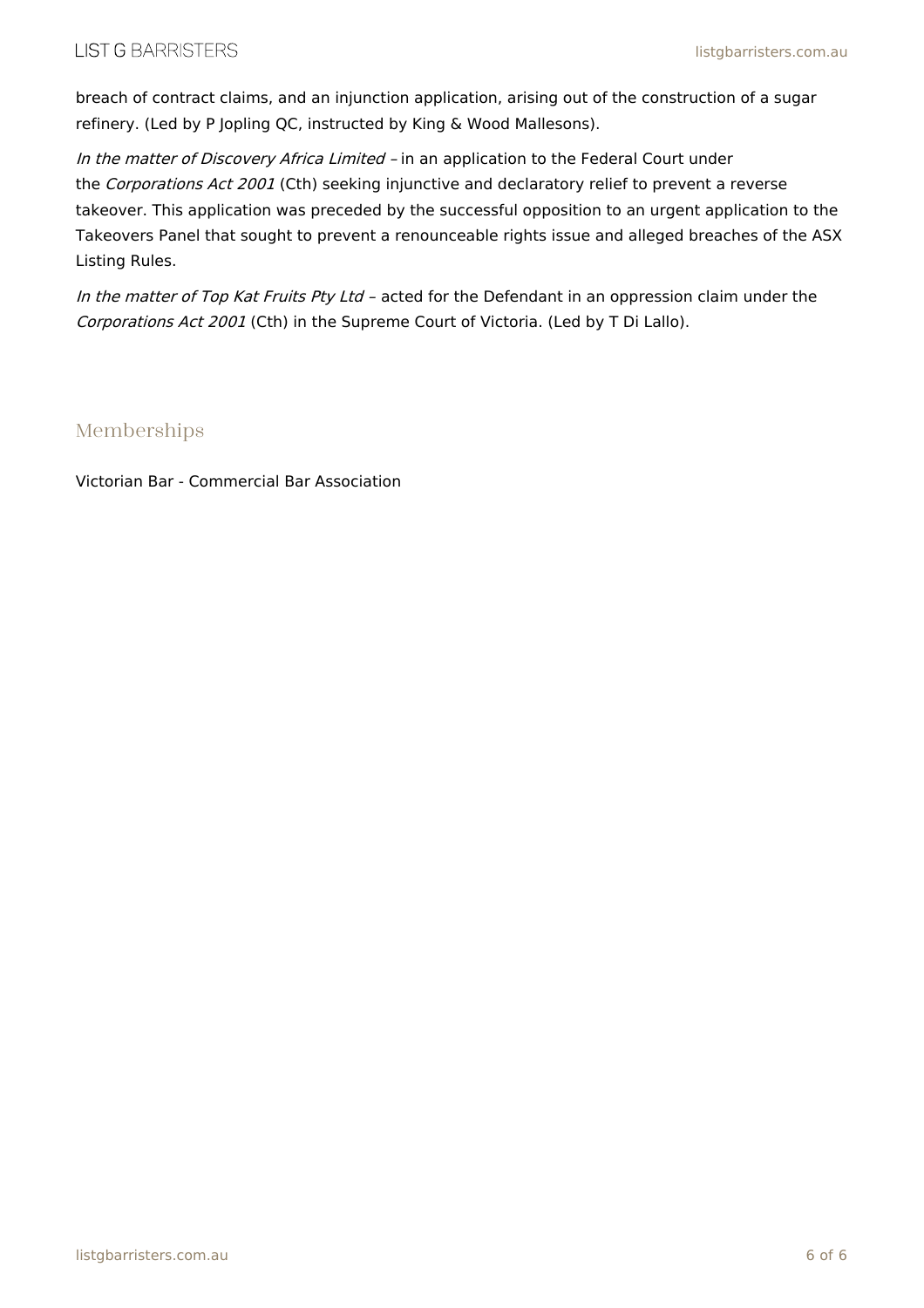breach of contract claims, and an injunction application, arising out of the construction of a sugar refinery. (Led by P Jopling QC, instructed by King & Wood Mallesons).

*In the matter of Discovery Africa Limited* – in an application to the Federal Court under the *Corporations Act 2001* (Cth) seeking injunctive and declaratory relief to prevent a reverse takeover. This application was preceded by the successful opposition to an urgent application to the Takeovers Panel that sought to prevent a renounceable rights issue and alleged breaches of the ASX Listing Rules.

*In the matter of Top Kat Fruits Pty Ltd* – acted for the Defendant in an oppression claim under the *Corporations Act 2001* (Cth) in the Supreme Court of Victoria. (Led by T Di Lallo).

## Memberships

Victorian Bar - Commercial Bar Association